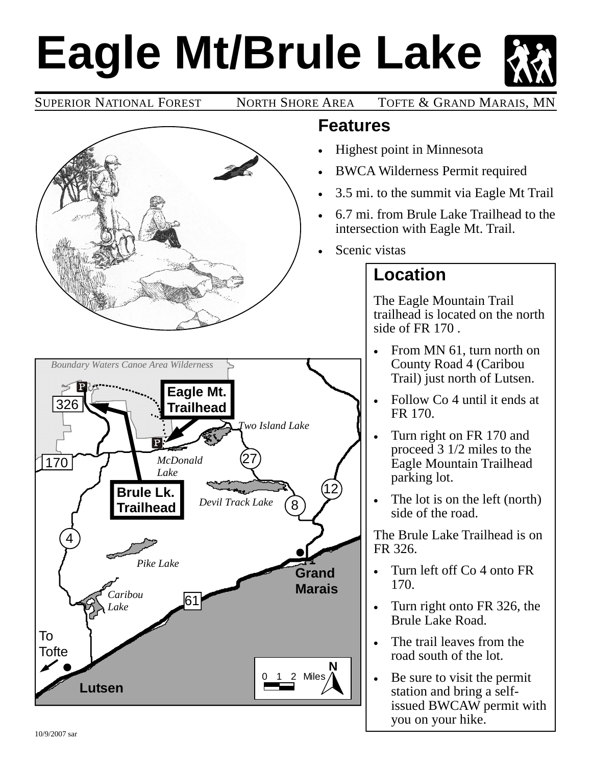# Eagle Mt/Brule Lake

SUPERIOR NATIONAL FOREST NORTH SHORE AREA TOFTE & GRAND MARAIS, MN

## Features

- Highest point in Minnesota
- BWCA Wilderness Permit required
- 3.5 mi. to the summit via Eagle Mt Trail
- 6.7 mi. from Brule Lake Trailhead to the intersection with Eagle Mt. Trail.
- Scenic vistas

## Location

The Eagle Mountain Trail trailhead is located on the north side of FR 170 .

- From MN 61, turn north on County Road 4 (Caribou Trail) just north of Lutsen.
- Follow Co 4 until it ends at FR 170.
- Turn right on FR 170 and proceed 3 1/2 miles to the Eagle Mountain Trailhead parking lot.
- The lot is on the left (north) side of the road.

The Brule Lake Trailhead is on FR 326.

- Turn left off Co 4 onto FR 170.
- Turn right onto FR 326, the Brule Lake Road.
- The trail leaves from the road south of the lot.
- Be sure to visit the permit station and bring a self-issued BWCAW permit with you on your hike.

10/9/2007 sar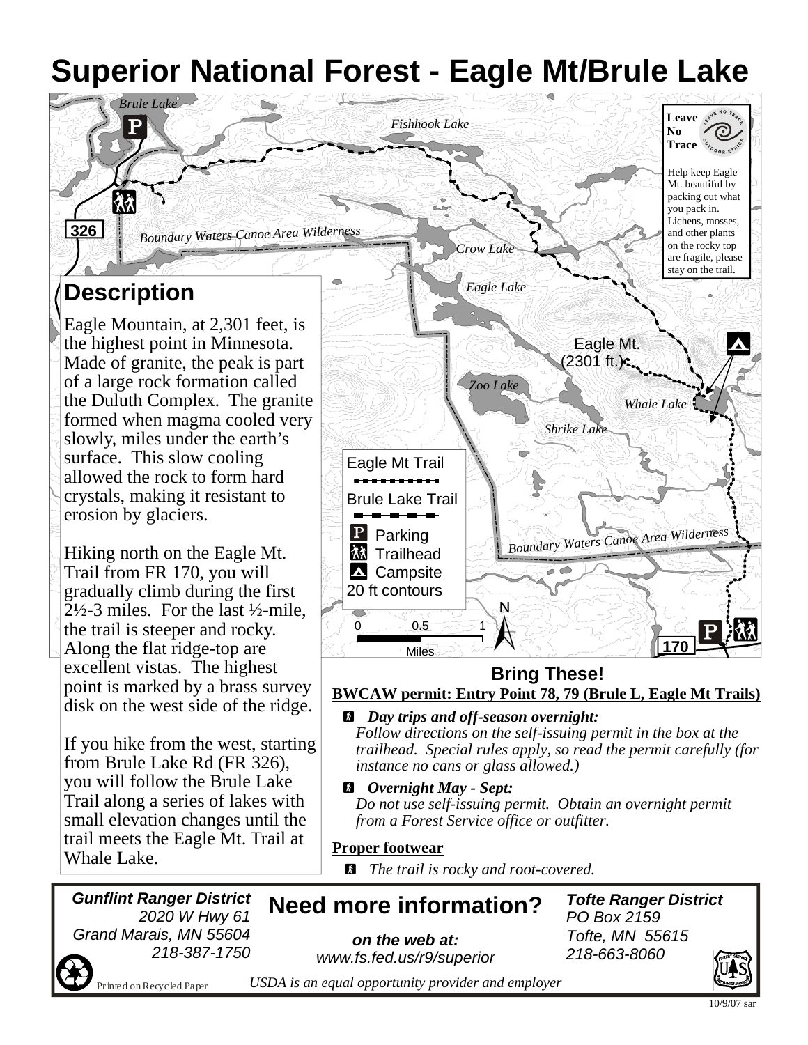# Superior National Forest - Eagle Mt/Brule Lake

Brule Lake

Fishhook Lake

326

Boundary Waters Canoe Area Wilderness

Crow Lake

Eagle Lake

Eagle Mt. (2301 ft.)

Zoo Lake

Whale Lake

Shrike Lake

Boundary Waters Canoe Area Wilderness

170

**Leave No Trace**

Help keep Eagle Mt. beautiful by packing out what you pack in. Lichens, mosses, and other plants on the rocky top are fragile, please stay on the trail.

Eagle Mt Trail

Brule Lake Trail

Parking

Trailhead

Campsite

20 ft contours

0 0.5 1

Miles

N

## Description

Eagle Mountain, at 2,301 feet, is the highest point in Minnesota. Made of granite, the peak is part of a large rock formation called the Duluth Complex. The granite formed when magma cooled very slowly, miles under the earth's surface. This slow cooling allowed the rock to form hard crystals, making it resistant to erosion by glaciers.

Hiking north on the Eagle Mt. Trail from FR 170, you will gradually climb during the first 2½-3 miles. For the last ½-mile, the trail is steeper and rocky. Along the flat ridge-top are excellent vistas. The highest point is marked by a brass survey disk on the west side of the ridge.

If you hike from the west, starting from Brule Lake Rd (FR 326), you will follow the Brule Lake Trail along a series of lakes with small elevation changes until the trail meets the Eagle Mt. Trail at Whale Lake.

## Bring These!

**BWCAW permit: Entry Point 78, 79 (Brule L, Eagle Mt Trails)**

- ***Day trips and off-season overnight:***
  *Follow directions on the self-issuing permit in the box at the trailhead. Special rules apply, so read the permit carefully (for instance no cans or glass allowed.)*
- ***Overnight May - Sept:***
  *Do not use self-issuing permit. Obtain an overnight permit from a Forest Service office or outfitter.*

**Proper footwear**

- *The trail is rocky and root-covered.*

***Gunflint Ranger District***
*2020 W Hwy 61*
*Grand Marais, MN 55604*
*218-387-1750*

## Need more information?

***on the web at:***
*www.fs.fed.us/r9/superior*

***Tofte Ranger District***
*PO Box 2159*
*Tofte, MN 55615*
*218-663-8060*

Printed on Recycled Paper

*USDA is an equal opportunity provider and employer*

10/9/07 sar